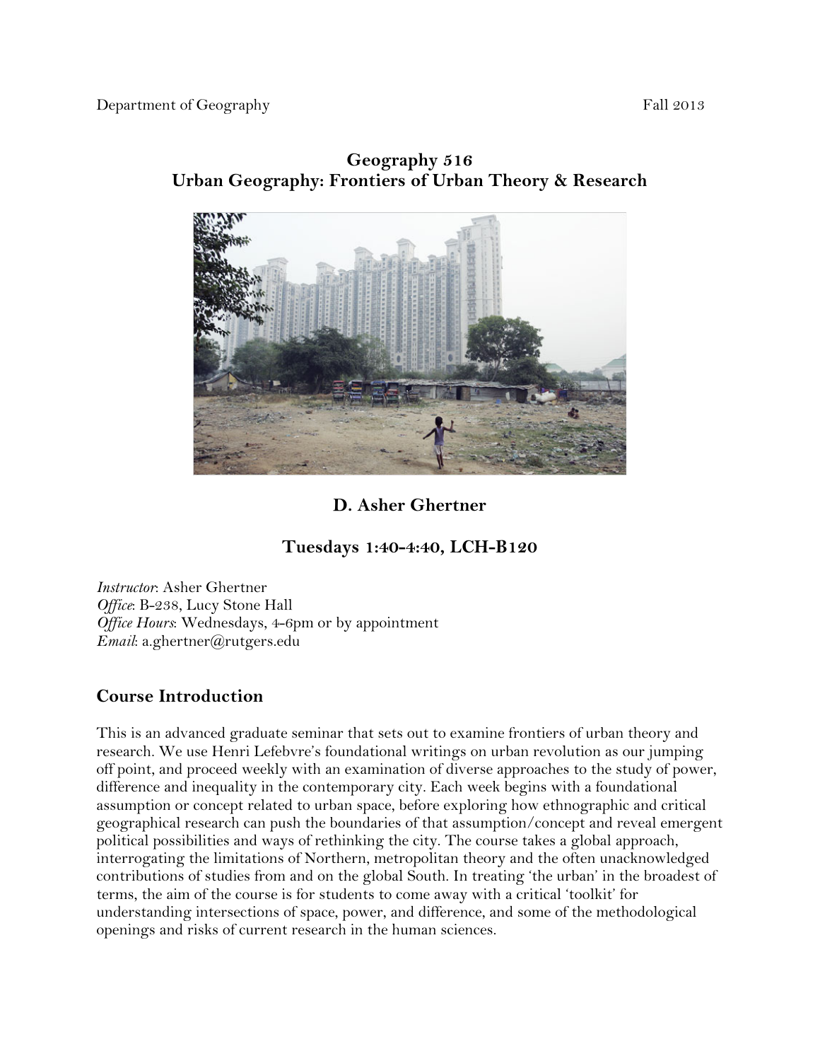Department of Geography Fall 2013

## Geography 516
## Urban Geography: Frontiers of Urban Theory & Research

### D. Asher Ghertner

### Tuesdays 1:40-4:40, LCH-B120

*Instructor*: Asher Ghertner
*Office*: B-238, Lucy Stone Hall
*Office Hours*: Wednesdays, 4-6pm or by appointment
*Email*: a.ghertner@rutgers.edu

## Course Introduction

This is an advanced graduate seminar that sets out to examine frontiers of urban theory and research. We use Henri Lefebvre's foundational writings on urban revolution as our jumping off point, and proceed weekly with an examination of diverse approaches to the study of power, difference and inequality in the contemporary city. Each week begins with a foundational assumption or concept related to urban space, before exploring how ethnographic and critical geographical research can push the boundaries of that assumption/concept and reveal emergent political possibilities and ways of rethinking the city. The course takes a global approach, interrogating the limitations of Northern, metropolitan theory and the often unacknowledged contributions of studies from and on the global South. In treating 'the urban' in the broadest of terms, the aim of the course is for students to come away with a critical 'toolkit' for understanding intersections of space, power, and difference, and some of the methodological openings and risks of current research in the human sciences.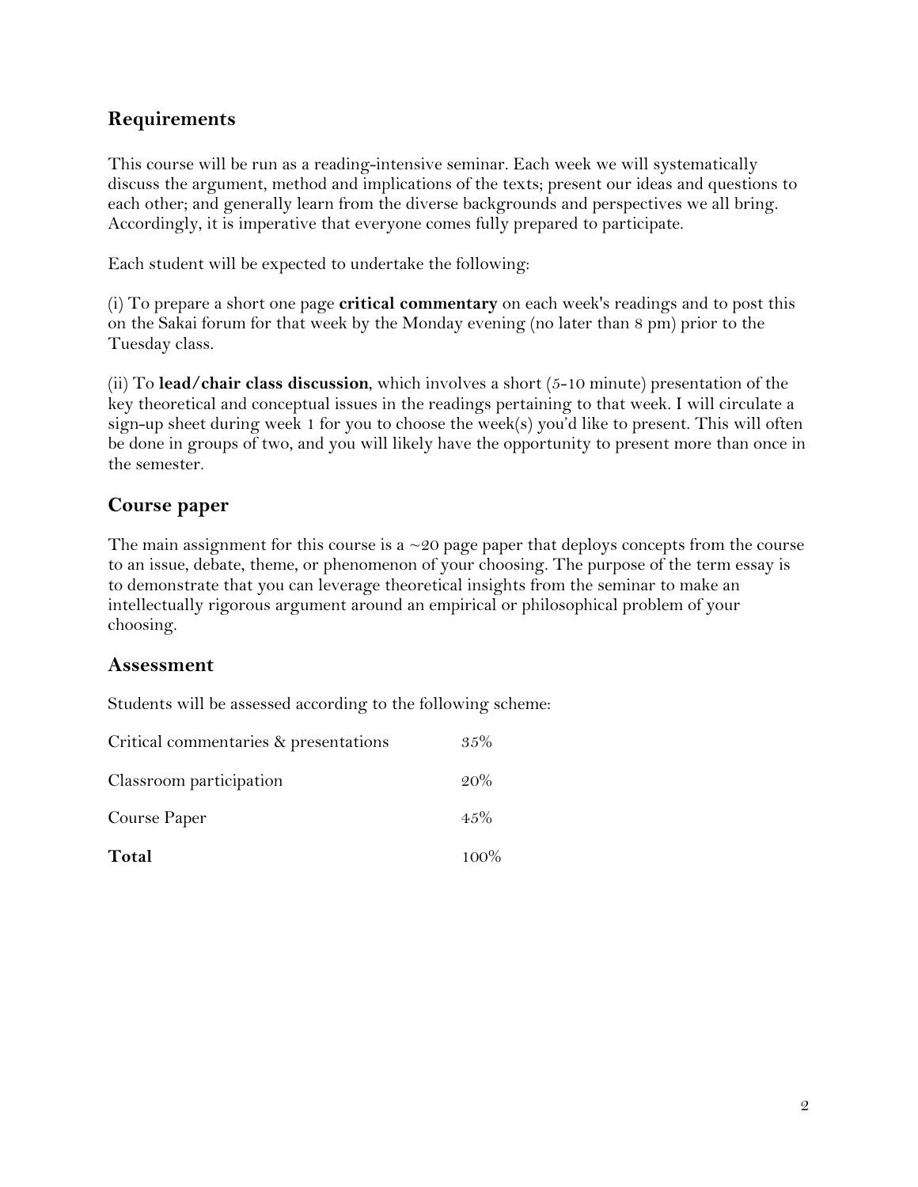## Requirements

This course will be run as a reading-intensive seminar. Each week we will systematically discuss the argument, method and implications of the texts; present our ideas and questions to each other; and generally learn from the diverse backgrounds and perspectives we all bring. Accordingly, it is imperative that everyone comes fully prepared to participate.

Each student will be expected to undertake the following:

(i) To prepare a short one page **critical commentary** on each week's readings and to post this on the Sakai forum for that week by the Monday evening (no later than 8 pm) prior to the Tuesday class.

(ii) To **lead/chair class discussion**, which involves a short (5-10 minute) presentation of the key theoretical and conceptual issues in the readings pertaining to that week. I will circulate a sign-up sheet during week 1 for you to choose the week(s) you'd like to present. This will often be done in groups of two, and you will likely have the opportunity to present more than once in the semester.

## Course paper

The main assignment for this course is a ~20 page paper that deploys concepts from the course to an issue, debate, theme, or phenomenon of your choosing. The purpose of the term essay is to demonstrate that you can leverage theoretical insights from the seminar to make an intellectually rigorous argument around an empirical or philosophical problem of your choosing.

## Assessment

Students will be assessed according to the following scheme:

| | |
|---|---|
| Critical commentaries & presentations | 35% |
| Classroom participation | 20% |
| Course Paper | 45% |
| **Total** | 100% |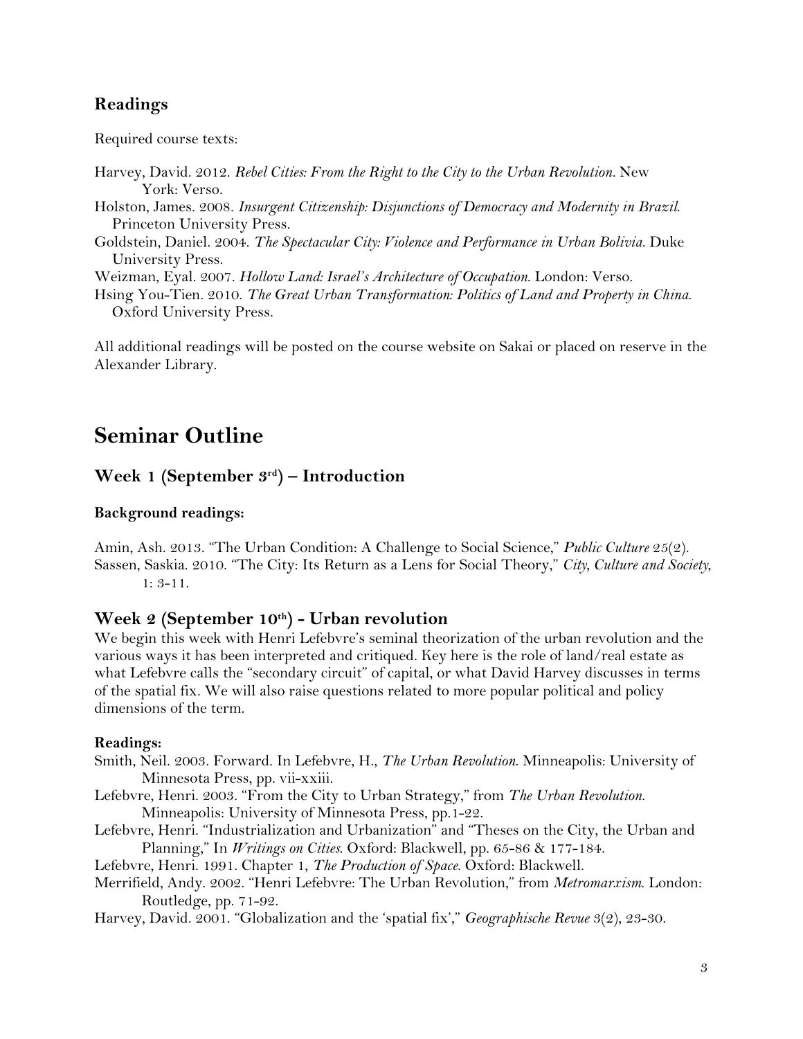### Readings

Required course texts:

Harvey, David. 2012. *Rebel Cities: From the Right to the City to the Urban Revolution*. New York: Verso.

Holston, James. 2008. *Insurgent Citizenship: Disjunctions of Democracy and Modernity in Brazil*. Princeton University Press.

Goldstein, Daniel. 2004. *The Spectacular City: Violence and Performance in Urban Bolivia*. Duke University Press.

Weizman, Eyal. 2007. *Hollow Land: Israel's Architecture of Occupation*. London: Verso.

Hsing You-Tien. 2010. *The Great Urban Transformation: Politics of Land and Property in China*. Oxford University Press.

All additional readings will be posted on the course website on Sakai or placed on reserve in the Alexander Library.

# Seminar Outline

## Week 1 (September 3rd) – Introduction

**Background readings:**

Amin, Ash. 2013. "The Urban Condition: A Challenge to Social Science," *Public Culture* 25(2).

Sassen, Saskia. 2010. "The City: Its Return as a Lens for Social Theory," *City, Culture and Society*, 1: 3-11.

## Week 2 (September 10th) - Urban revolution

We begin this week with Henri Lefebvre's seminal theorization of the urban revolution and the various ways it has been interpreted and critiqued. Key here is the role of land/real estate as what Lefebvre calls the "secondary circuit" of capital, or what David Harvey discusses in terms of the spatial fix. We will also raise questions related to more popular political and policy dimensions of the term.

**Readings:**

Smith, Neil. 2003. Forward. In Lefebvre, H., *The Urban Revolution*. Minneapolis: University of Minnesota Press, pp. vii-xxiii.

Lefebvre, Henri. 2003. "From the City to Urban Strategy," from *The Urban Revolution*. Minneapolis: University of Minnesota Press, pp.1-22.

Lefebvre, Henri. "Industrialization and Urbanization" and "Theses on the City, the Urban and Planning," In *Writings on Cities*. Oxford: Blackwell, pp. 65-86 & 177-184.

Lefebvre, Henri. 1991. Chapter 1, *The Production of Space*. Oxford: Blackwell.

Merrifield, Andy. 2002. "Henri Lefebvre: The Urban Revolution," from *Metromarxism*. London: Routledge, pp. 71-92.

Harvey, David. 2001. "Globalization and the 'spatial fix'," *Geographische Revue* 3(2), 23-30.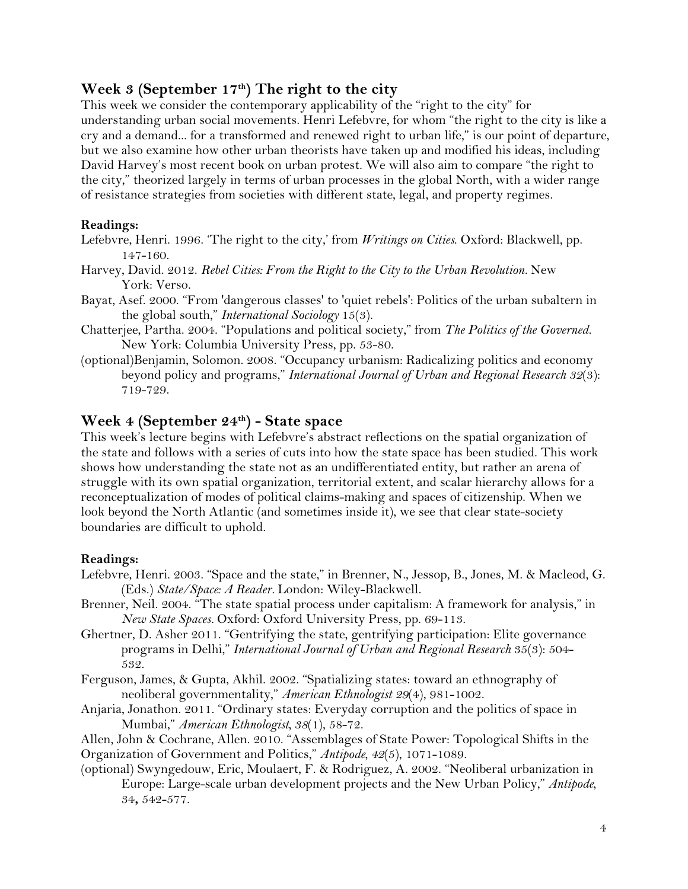## Week 3 (September 17th) The right to the city

This week we consider the contemporary applicability of the "right to the city" for understanding urban social movements. Henri Lefebvre, for whom "the right to the city is like a cry and a demand... for a transformed and renewed right to urban life," is our point of departure, but we also examine how other urban theorists have taken up and modified his ideas, including David Harvey's most recent book on urban protest. We will also aim to compare "the right to the city," theorized largely in terms of urban processes in the global North, with a wider range of resistance strategies from societies with different state, legal, and property regimes.

**Readings:**

Lefebvre, Henri. 1996. 'The right to the city,' from *Writings on Cities*. Oxford: Blackwell, pp. 147-160.

Harvey, David. 2012. *Rebel Cities: From the Right to the City to the Urban Revolution*. New York: Verso.

Bayat, Asef. 2000. "From 'dangerous classes' to 'quiet rebels': Politics of the urban subaltern in the global south," *International Sociology* 15(3).

Chatterjee, Partha. 2004. "Populations and political society," from *The Politics of the Governed*. New York: Columbia University Press, pp. 53-80.

(optional)Benjamin, Solomon. 2008. "Occupancy urbanism: Radicalizing politics and economy beyond policy and programs," *International Journal of Urban and Regional Research 32*(3): 719-729.

## Week 4 (September 24th) - State space

This week's lecture begins with Lefebvre's abstract reflections on the spatial organization of the state and follows with a series of cuts into how the state space has been studied. This work shows how understanding the state not as an undifferentiated entity, but rather an arena of struggle with its own spatial organization, territorial extent, and scalar hierarchy allows for a reconceptualization of modes of political claims-making and spaces of citizenship. When we look beyond the North Atlantic (and sometimes inside it), we see that clear state-society boundaries are difficult to uphold.

**Readings:**

Lefebvre, Henri. 2003. "Space and the state," in Brenner, N., Jessop, B., Jones, M. & Macleod, G. (Eds.) *State/Space: A Reader*. London: Wiley-Blackwell.

Brenner, Neil. 2004. "The state spatial process under capitalism: A framework for analysis," in *New State Spaces*. Oxford: Oxford University Press, pp. 69-113.

Ghertner, D. Asher 2011. "Gentrifying the state, gentrifying participation: Elite governance programs in Delhi," *International Journal of Urban and Regional Research* 35(3): 504-532.

Ferguson, James, & Gupta, Akhil. 2002. "Spatializing states: toward an ethnography of neoliberal governmentality," *American Ethnologist 29*(4), 981-1002.

Anjaria, Jonathon. 2011. "Ordinary states: Everyday corruption and the politics of space in Mumbai," *American Ethnologist*, *38*(1), 58-72.

Allen, John & Cochrane, Allen. 2010. "Assemblages of State Power: Topological Shifts in the Organization of Government and Politics," *Antipode*, *42*(5), 1071-1089.

(optional) Swyngedouw, Eric, Moulaert, F. & Rodriguez, A. 2002. "Neoliberal urbanization in Europe: Large-scale urban development projects and the New Urban Policy," *Antipode*, 34**,** 542-577.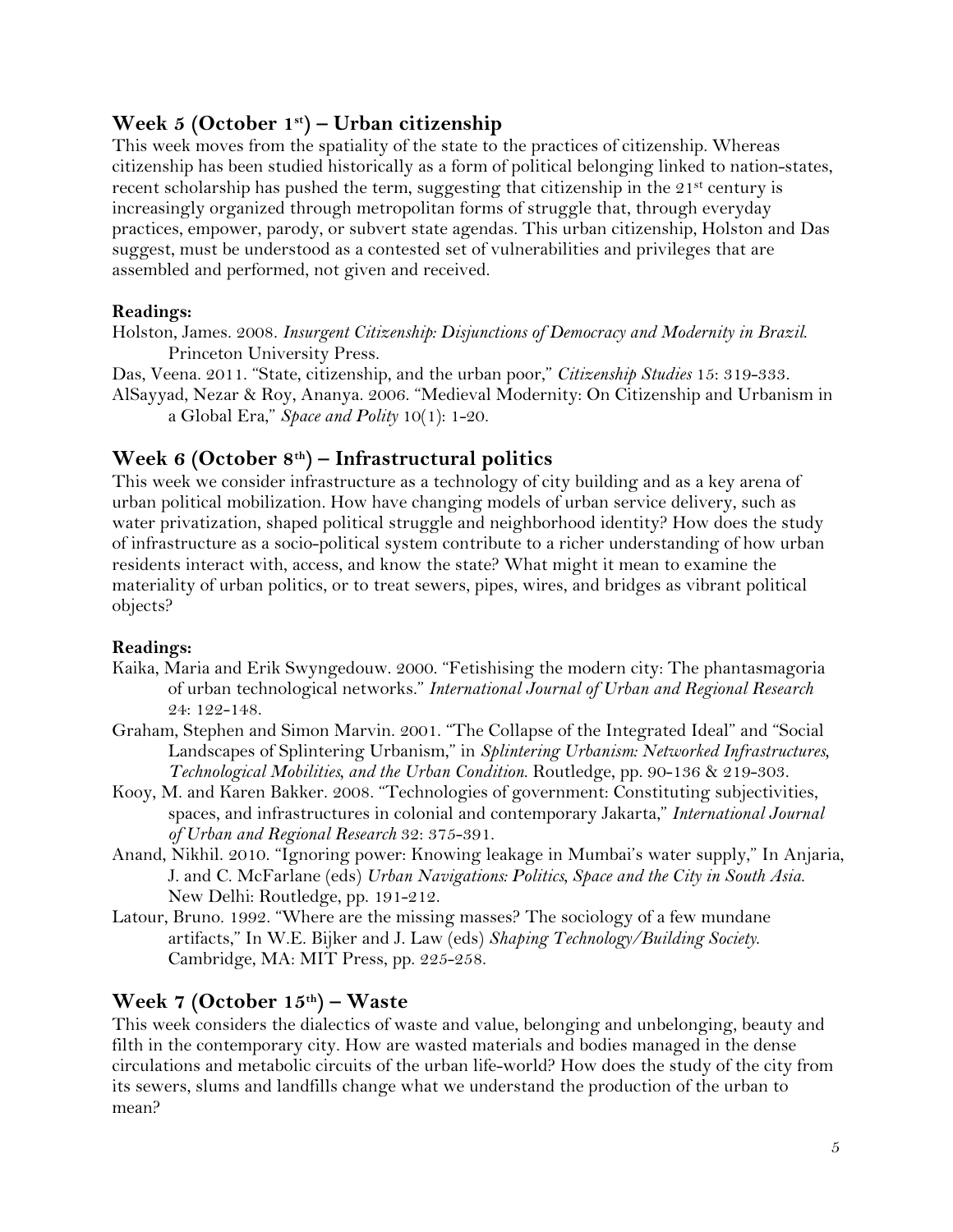## Week 5 (October 1st) – Urban citizenship

This week moves from the spatiality of the state to the practices of citizenship. Whereas citizenship has been studied historically as a form of political belonging linked to nation-states, recent scholarship has pushed the term, suggesting that citizenship in the 21st century is increasingly organized through metropolitan forms of struggle that, through everyday practices, empower, parody, or subvert state agendas. This urban citizenship, Holston and Das suggest, must be understood as a contested set of vulnerabilities and privileges that are assembled and performed, not given and received.

**Readings:**

Holston, James. 2008. *Insurgent Citizenship: Disjunctions of Democracy and Modernity in Brazil.* Princeton University Press.

Das, Veena. 2011. "State, citizenship, and the urban poor," *Citizenship Studies* 15: 319-333.

AlSayyad, Nezar & Roy, Ananya. 2006. "Medieval Modernity: On Citizenship and Urbanism in a Global Era," *Space and Polity* 10(1): 1-20.

## Week 6 (October 8th) – Infrastructural politics

This week we consider infrastructure as a technology of city building and as a key arena of urban political mobilization. How have changing models of urban service delivery, such as water privatization, shaped political struggle and neighborhood identity? How does the study of infrastructure as a socio-political system contribute to a richer understanding of how urban residents interact with, access, and know the state? What might it mean to examine the materiality of urban politics, or to treat sewers, pipes, wires, and bridges as vibrant political objects?

**Readings:**

Kaika, Maria and Erik Swyngedouw. 2000. "Fetishising the modern city: The phantasmagoria of urban technological networks." *International Journal of Urban and Regional Research* 24: 122-148.

Graham, Stephen and Simon Marvin. 2001. "The Collapse of the Integrated Ideal" and "Social Landscapes of Splintering Urbanism," in *Splintering Urbanism: Networked Infrastructures, Technological Mobilities, and the Urban Condition.* Routledge, pp. 90-136 & 219-303.

Kooy, M. and Karen Bakker. 2008. "Technologies of government: Constituting subjectivities, spaces, and infrastructures in colonial and contemporary Jakarta," *International Journal of Urban and Regional Research* 32: 375-391.

Anand, Nikhil. 2010. "Ignoring power: Knowing leakage in Mumbai's water supply," In Anjaria, J. and C. McFarlane (eds) *Urban Navigations: Politics, Space and the City in South Asia.* New Delhi: Routledge, pp. 191-212.

Latour, Bruno. 1992. "Where are the missing masses? The sociology of a few mundane artifacts," In W.E. Bijker and J. Law (eds) *Shaping Technology/Building Society.* Cambridge, MA: MIT Press, pp. 225-258.

## Week 7 (October 15th) – Waste

This week considers the dialectics of waste and value, belonging and unbelonging, beauty and filth in the contemporary city. How are wasted materials and bodies managed in the dense circulations and metabolic circuits of the urban life-world? How does the study of the city from its sewers, slums and landfills change what we understand the production of the urban to mean?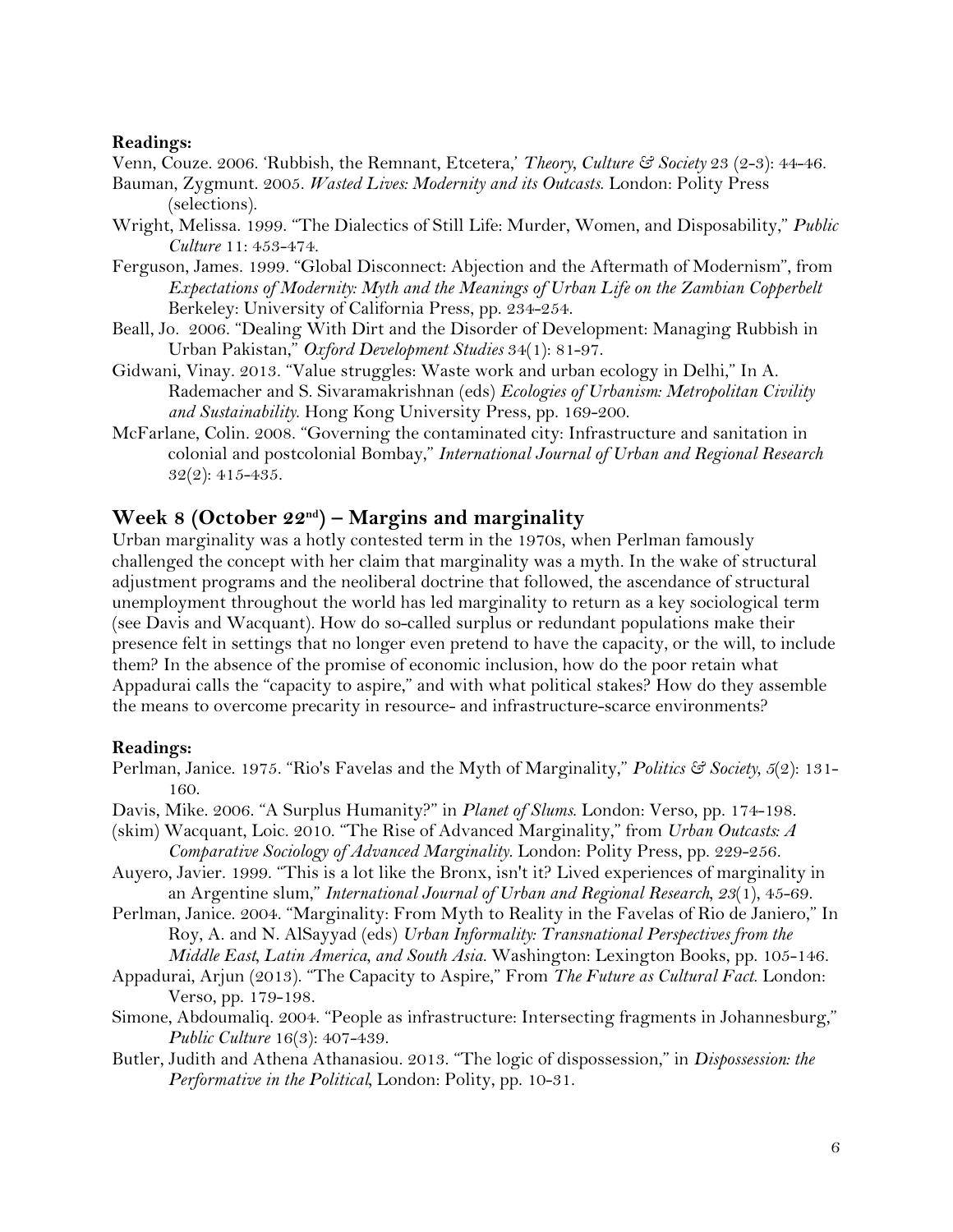**Readings:**

Venn, Couze. 2006. 'Rubbish, the Remnant, Etcetera,' *Theory, Culture & Society* 23 (2-3): 44-46.

Bauman, Zygmunt. 2005. *Wasted Lives: Modernity and its Outcasts*. London: Polity Press (selections).

Wright, Melissa. 1999. "The Dialectics of Still Life: Murder, Women, and Disposability," *Public Culture* 11: 453-474.

Ferguson, James. 1999. "Global Disconnect: Abjection and the Aftermath of Modernism", from *Expectations of Modernity: Myth and the Meanings of Urban Life on the Zambian Copperbelt* Berkeley: University of California Press, pp. 234-254.

Beall, Jo. 2006. "Dealing With Dirt and the Disorder of Development: Managing Rubbish in Urban Pakistan," *Oxford Development Studies* 34(1): 81-97.

Gidwani, Vinay. 2013. "Value struggles: Waste work and urban ecology in Delhi," In A. Rademacher and S. Sivaramakrishnan (eds) *Ecologies of Urbanism: Metropolitan Civility and Sustainability.* Hong Kong University Press, pp. 169-200.

McFarlane, Colin. 2008. "Governing the contaminated city: Infrastructure and sanitation in colonial and postcolonial Bombay," *International Journal of Urban and Regional Research* 32(2): 415-435.

## Week 8 (October 22nd) – Margins and marginality

Urban marginality was a hotly contested term in the 1970s, when Perlman famously challenged the concept with her claim that marginality was a myth. In the wake of structural adjustment programs and the neoliberal doctrine that followed, the ascendance of structural unemployment throughout the world has led marginality to return as a key sociological term (see Davis and Wacquant). How do so-called surplus or redundant populations make their presence felt in settings that no longer even pretend to have the capacity, or the will, to include them? In the absence of the promise of economic inclusion, how do the poor retain what Appadurai calls the "capacity to aspire," and with what political stakes? How do they assemble the means to overcome precarity in resource- and infrastructure-scarce environments?

**Readings:**

Perlman, Janice. 1975. "Rio's Favelas and the Myth of Marginality," *Politics & Society, 5*(2): 131-160.

Davis, Mike. 2006. "A Surplus Humanity?" in *Planet of Slums.* London: Verso, pp. 174-198.

(skim) Wacquant, Loic. 2010. "The Rise of Advanced Marginality," from *Urban Outcasts: A Comparative Sociology of Advanced Marginality.* London: Polity Press, pp. 229-256.

Auyero, Javier. 1999. "This is a lot like the Bronx, isn't it? Lived experiences of marginality in an Argentine slum," *International Journal of Urban and Regional Research, 23*(1), 45-69.

Perlman, Janice. 2004. "Marginality: From Myth to Reality in the Favelas of Rio de Janiero," In Roy, A. and N. AlSayyad (eds) *Urban Informality: Transnational Perspectives from the Middle East, Latin America, and South Asia.* Washington: Lexington Books, pp. 105-146.

Appadurai, Arjun (2013). "The Capacity to Aspire," From *The Future as Cultural Fact.* London: Verso, pp. 179-198.

Simone, Abdoumaliq. 2004. "People as infrastructure: Intersecting fragments in Johannesburg," *Public Culture* 16(3): 407-439.

Butler, Judith and Athena Athanasiou. 2013. "The logic of dispossession," in *Dispossession: the Performative in the Political*, London: Polity, pp. 10-31.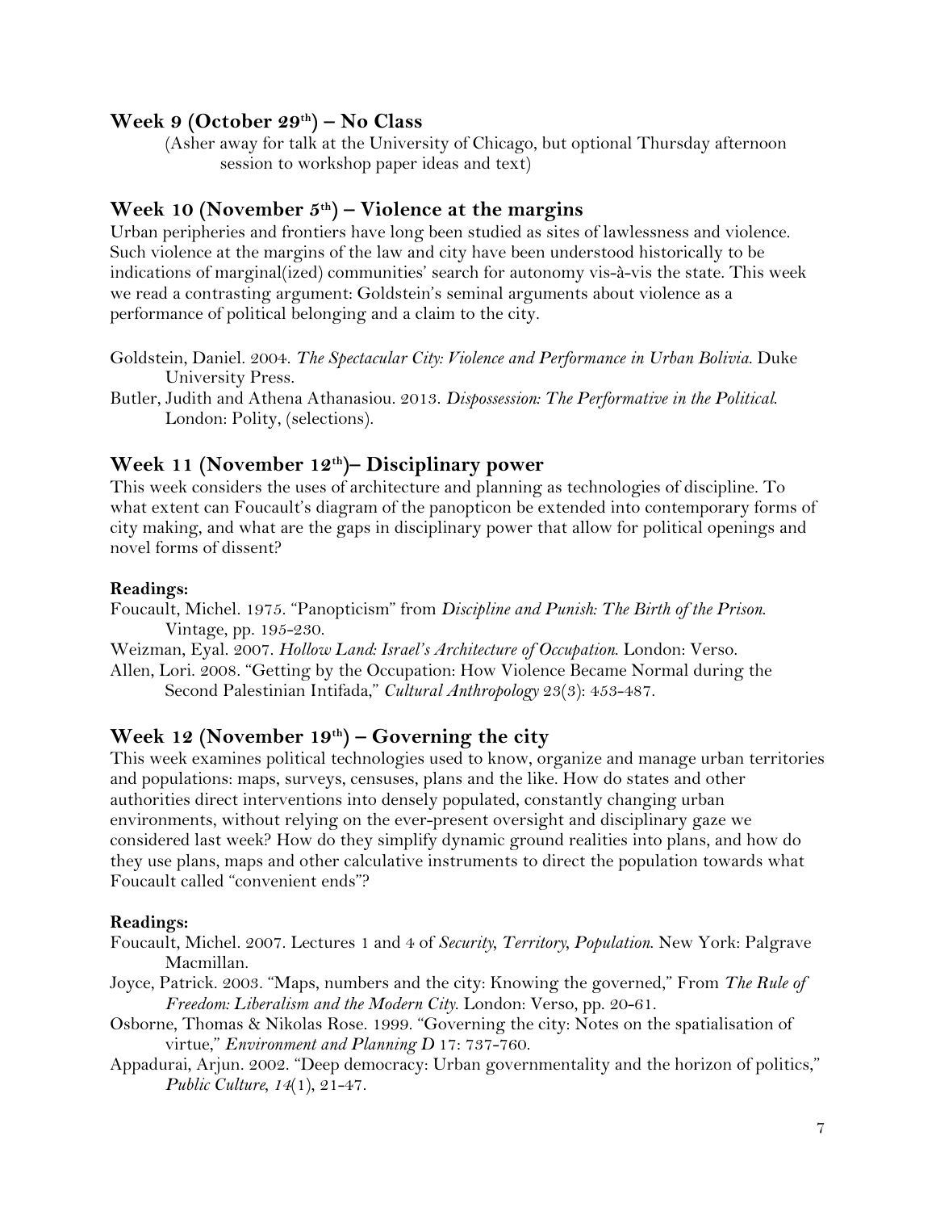## Week 9 (October 29th) – No Class

(Asher away for talk at the University of Chicago, but optional Thursday afternoon session to workshop paper ideas and text)

## Week 10 (November 5th) – Violence at the margins

Urban peripheries and frontiers have long been studied as sites of lawlessness and violence. Such violence at the margins of the law and city have been understood historically to be indications of marginal(ized) communities' search for autonomy vis-à-vis the state. This week we read a contrasting argument: Goldstein's seminal arguments about violence as a performance of political belonging and a claim to the city.

Goldstein, Daniel. 2004. *The Spectacular City: Violence and Performance in Urban Bolivia*. Duke University Press.

Butler, Judith and Athena Athanasiou. 2013. *Dispossession: The Performative in the Political*. London: Polity, (selections).

## Week 11 (November 12th)– Disciplinary power

This week considers the uses of architecture and planning as technologies of discipline. To what extent can Foucault's diagram of the panopticon be extended into contemporary forms of city making, and what are the gaps in disciplinary power that allow for political openings and novel forms of dissent?

**Readings:**

Foucault, Michel. 1975. "Panopticism" from *Discipline and Punish: The Birth of the Prison*. Vintage, pp. 195-230.

Weizman, Eyal. 2007. *Hollow Land: Israel's Architecture of Occupation*. London: Verso.

Allen, Lori. 2008. "Getting by the Occupation: How Violence Became Normal during the Second Palestinian Intifada," *Cultural Anthropology* 23(3): 453-487.

## Week 12 (November 19th) – Governing the city

This week examines political technologies used to know, organize and manage urban territories and populations: maps, surveys, censuses, plans and the like. How do states and other authorities direct interventions into densely populated, constantly changing urban environments, without relying on the ever-present oversight and disciplinary gaze we considered last week? How do they simplify dynamic ground realities into plans, and how do they use plans, maps and other calculative instruments to direct the population towards what Foucault called "convenient ends"?

**Readings:**

Foucault, Michel. 2007. Lectures 1 and 4 of *Security, Territory, Population*. New York: Palgrave Macmillan.

Joyce, Patrick. 2003. "Maps, numbers and the city: Knowing the governed," From *The Rule of Freedom: Liberalism and the Modern City*. London: Verso, pp. 20-61.

Osborne, Thomas & Nikolas Rose. 1999. "Governing the city: Notes on the spatialisation of virtue," *Environment and Planning D* 17: 737-760.

Appadurai, Arjun. 2002. "Deep democracy: Urban governmentality and the horizon of politics," *Public Culture*, *14*(1), 21-47.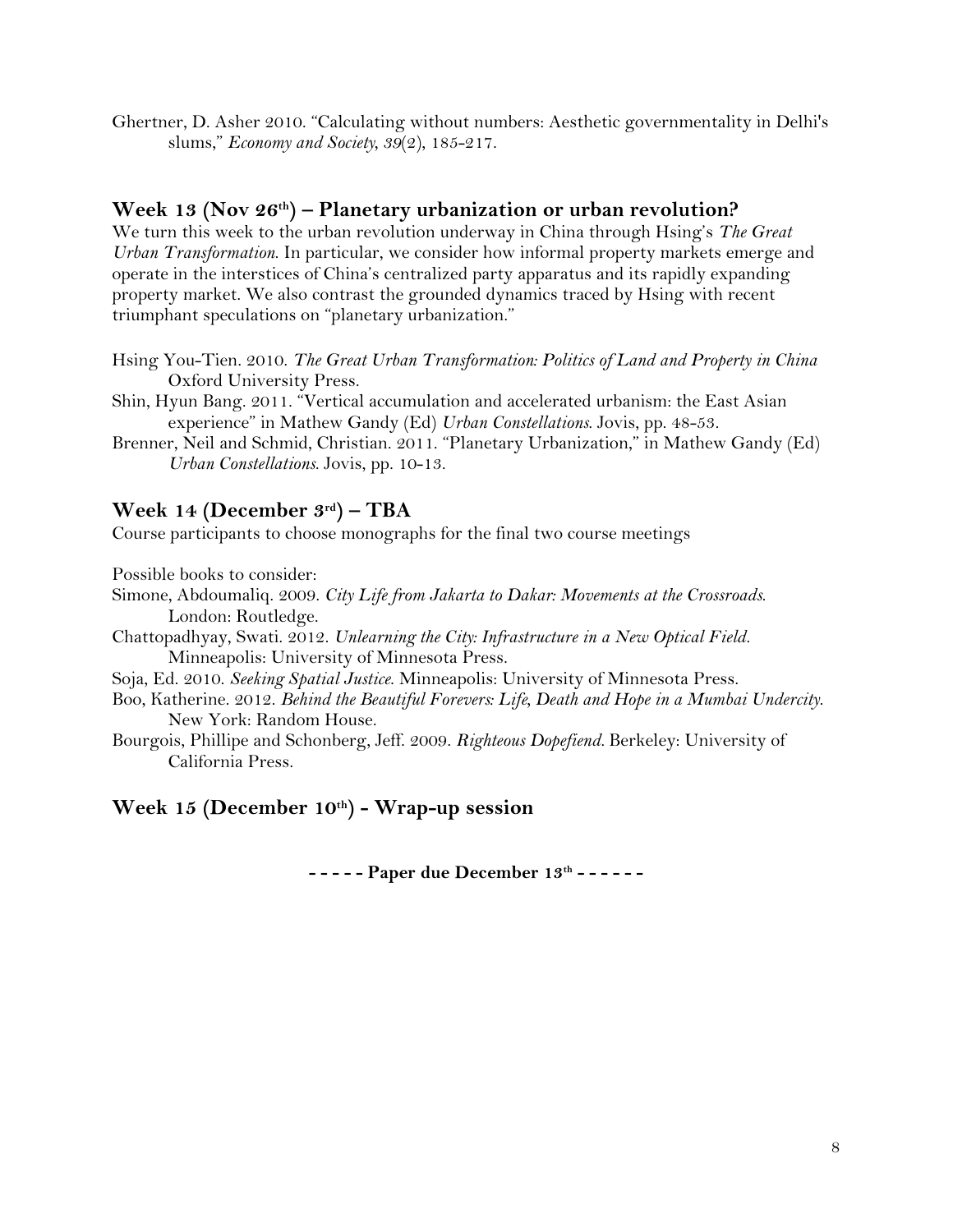Ghertner, D. Asher 2010. "Calculating without numbers: Aesthetic governmentality in Delhi's slums," *Economy and Society*, *39*(2), 185-217.

## Week 13 (Nov 26th) – Planetary urbanization or urban revolution?

We turn this week to the urban revolution underway in China through Hsing's *The Great Urban Transformation*. In particular, we consider how informal property markets emerge and operate in the interstices of China's centralized party apparatus and its rapidly expanding property market. We also contrast the grounded dynamics traced by Hsing with recent triumphant speculations on "planetary urbanization."

Hsing You-Tien. 2010. *The Great Urban Transformation: Politics of Land and Property in China* Oxford University Press.

Shin, Hyun Bang. 2011. "Vertical accumulation and accelerated urbanism: the East Asian experience" in Mathew Gandy (Ed) *Urban Constellations*. Jovis, pp. 48-53.

Brenner, Neil and Schmid, Christian. 2011. "Planetary Urbanization," in Mathew Gandy (Ed) *Urban Constellations*. Jovis, pp. 10-13.

## Week 14 (December 3rd) – TBA

Course participants to choose monographs for the final two course meetings

Possible books to consider:

Simone, Abdoumaliq. 2009. *City Life from Jakarta to Dakar: Movements at the Crossroads*. London: Routledge.

Chattopadhyay, Swati. 2012. *Unlearning the City: Infrastructure in a New Optical Field*. Minneapolis: University of Minnesota Press.

Soja, Ed. 2010. *Seeking Spatial Justice*. Minneapolis: University of Minnesota Press.

Boo, Katherine. 2012. *Behind the Beautiful Forevers: Life, Death and Hope in a Mumbai Undercity*. New York: Random House.

Bourgois, Phillipe and Schonberg, Jeff. 2009. *Righteous Dopefiend*. Berkeley: University of California Press.

## Week 15 (December 10th) - Wrap-up session

**- - - - - Paper due December 13th - - - - - -**